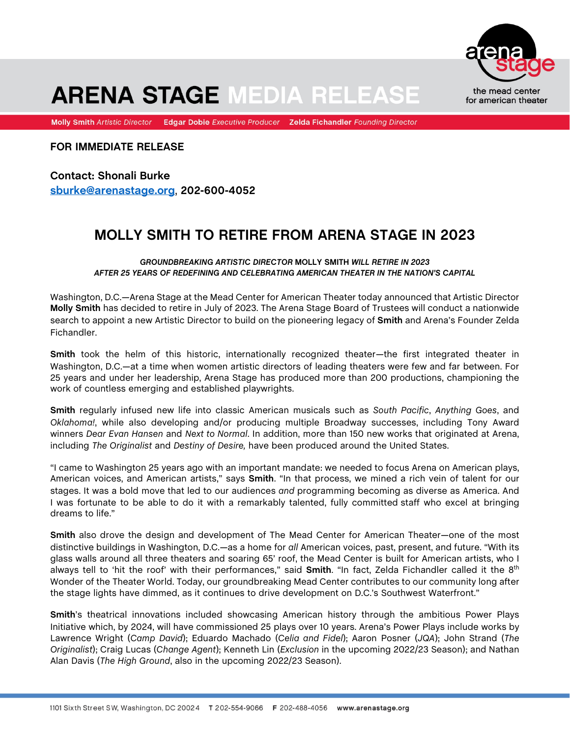# ARENA STAGE MEDIA RELEASE

**Molly Smith** *Artistic Director* **Edgar Dobie** *Executive Producer* **Zelda Fichandler** *Founding Director*

**FOR IMMEDIATE RELEASE**

**Contact: Shonali Burke**
**sburke@arenastage.org, 202-600-4052**

## MOLLY SMITH TO RETIRE FROM ARENA STAGE IN 2023

***GROUNDBREAKING ARTISTIC DIRECTOR* MOLLY SMITH *WILL RETIRE IN 2023***
***AFTER 25 YEARS OF REDEFINING AND CELEBRATING AMERICAN THEATER IN THE NATION'S CAPITAL***

Washington, D.C.—Arena Stage at the Mead Center for American Theater today announced that Artistic Director **Molly Smith** has decided to retire in July of 2023. The Arena Stage Board of Trustees will conduct a nationwide search to appoint a new Artistic Director to build on the pioneering legacy of **Smith** and Arena's Founder Zelda Fichandler.

**Smith** took the helm of this historic, internationally recognized theater—the first integrated theater in Washington, D.C.—at a time when women artistic directors of leading theaters were few and far between. For 25 years and under her leadership, Arena Stage has produced more than 200 productions, championing the work of countless emerging and established playwrights.

**Smith** regularly infused new life into classic American musicals such as *South Pacific*, *Anything Goes*, and *Oklahoma!*, while also developing and/or producing multiple Broadway successes, including Tony Award winners *Dear Evan Hansen* and *Next to Normal*. In addition, more than 150 new works that originated at Arena, including *The Originalist* and *Destiny of Desire,* have been produced around the United States.

"I came to Washington 25 years ago with an important mandate: we needed to focus Arena on American plays, American voices, and American artists," says **Smith**. "In that process, we mined a rich vein of talent for our stages. It was a bold move that led to our audiences *and* programming becoming as diverse as America. And I was fortunate to be able to do it with a remarkably talented, fully committed staff who excel at bringing dreams to life."

**Smith** also drove the design and development of The Mead Center for American Theater—one of the most distinctive buildings in Washington, D.C.—as a home for *all* American voices, past, present, and future. "With its glass walls around all three theaters and soaring 65' roof, the Mead Center is built for American artists, who I always tell to 'hit the roof' with their performances," said **Smith**. "In fact, Zelda Fichandler called it the 8th Wonder of the Theater World. Today, our groundbreaking Mead Center contributes to our community long after the stage lights have dimmed, as it continues to drive development on D.C.'s Southwest Waterfront."

**Smith**'s theatrical innovations included showcasing American history through the ambitious Power Plays Initiative which, by 2024, will have commissioned 25 plays over 10 years. Arena's Power Plays include works by Lawrence Wright (*Camp David*); Eduardo Machado (*Celia and Fidel*); Aaron Posner (*JQA*); John Strand (*The Originalist*); Craig Lucas (*Change Agent*); Kenneth Lin (*Exclusion* in the upcoming 2022/23 Season); and Nathan Alan Davis (*The High Ground*, also in the upcoming 2022/23 Season).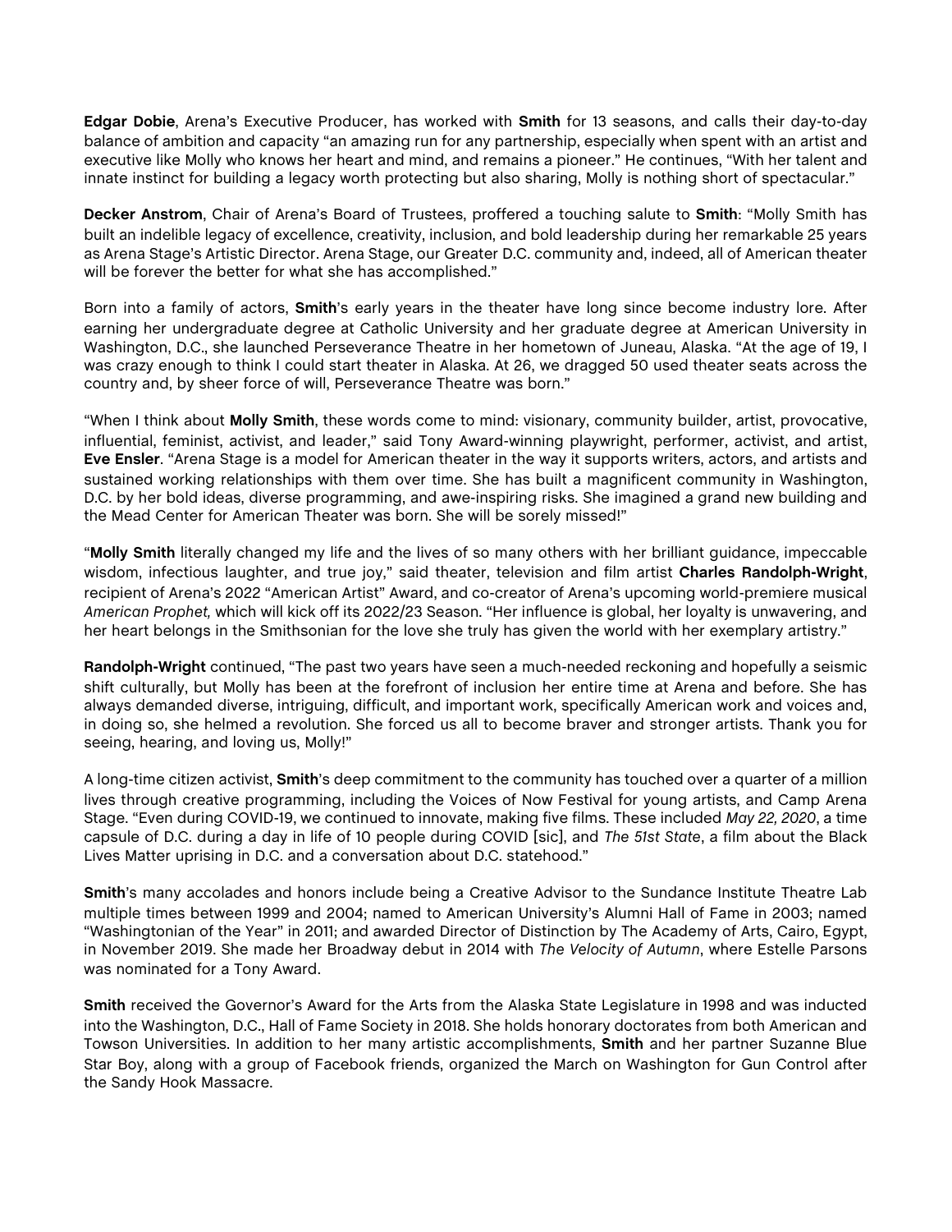**Edgar Dobie**, Arena's Executive Producer, has worked with **Smith** for 13 seasons, and calls their day-to-day balance of ambition and capacity "an amazing run for any partnership, especially when spent with an artist and executive like Molly who knows her heart and mind, and remains a pioneer." He continues, "With her talent and innate instinct for building a legacy worth protecting but also sharing, Molly is nothing short of spectacular."

**Decker Anstrom**, Chair of Arena's Board of Trustees, proffered a touching salute to **Smith**: "Molly Smith has built an indelible legacy of excellence, creativity, inclusion, and bold leadership during her remarkable 25 years as Arena Stage's Artistic Director. Arena Stage, our Greater D.C. community and, indeed, all of American theater will be forever the better for what she has accomplished."

Born into a family of actors, **Smith**'s early years in the theater have long since become industry lore. After earning her undergraduate degree at Catholic University and her graduate degree at American University in Washington, D.C., she launched Perseverance Theatre in her hometown of Juneau, Alaska. "At the age of 19, I was crazy enough to think I could start theater in Alaska. At 26, we dragged 50 used theater seats across the country and, by sheer force of will, Perseverance Theatre was born."

"When I think about **Molly Smith**, these words come to mind: visionary, community builder, artist, provocative, influential, feminist, activist, and leader," said Tony Award-winning playwright, performer, activist, and artist, **Eve Ensler**. "Arena Stage is a model for American theater in the way it supports writers, actors, and artists and sustained working relationships with them over time. She has built a magnificent community in Washington, D.C. by her bold ideas, diverse programming, and awe-inspiring risks. She imagined a grand new building and the Mead Center for American Theater was born. She will be sorely missed!"

"**Molly Smith** literally changed my life and the lives of so many others with her brilliant guidance, impeccable wisdom, infectious laughter, and true joy," said theater, television and film artist **Charles Randolph-Wright**, recipient of Arena's 2022 "American Artist" Award, and co-creator of Arena's upcoming world-premiere musical *American Prophet,* which will kick off its 2022/23 Season. "Her influence is global, her loyalty is unwavering, and her heart belongs in the Smithsonian for the love she truly has given the world with her exemplary artistry."

**Randolph-Wright** continued, "The past two years have seen a much-needed reckoning and hopefully a seismic shift culturally, but Molly has been at the forefront of inclusion her entire time at Arena and before. She has always demanded diverse, intriguing, difficult, and important work, specifically American work and voices and, in doing so, she helmed a revolution. She forced us all to become braver and stronger artists. Thank you for seeing, hearing, and loving us, Molly!"

A long-time citizen activist, **Smith**'s deep commitment to the community has touched over a quarter of a million lives through creative programming, including the Voices of Now Festival for young artists, and Camp Arena Stage. "Even during COVID-19, we continued to innovate, making five films. These included *May 22, 2020*, a time capsule of D.C. during a day in life of 10 people during COVID [sic], and *The 51st State*, a film about the Black Lives Matter uprising in D.C. and a conversation about D.C. statehood."

**Smith**'s many accolades and honors include being a Creative Advisor to the Sundance Institute Theatre Lab multiple times between 1999 and 2004; named to American University's Alumni Hall of Fame in 2003; named "Washingtonian of the Year" in 2011; and awarded Director of Distinction by The Academy of Arts, Cairo, Egypt, in November 2019. She made her Broadway debut in 2014 with *The Velocity of Autumn*, where Estelle Parsons was nominated for a Tony Award.

**Smith** received the Governor's Award for the Arts from the Alaska State Legislature in 1998 and was inducted into the Washington, D.C., Hall of Fame Society in 2018. She holds honorary doctorates from both American and Towson Universities. In addition to her many artistic accomplishments, **Smith** and her partner Suzanne Blue Star Boy, along with a group of Facebook friends, organized the March on Washington for Gun Control after the Sandy Hook Massacre.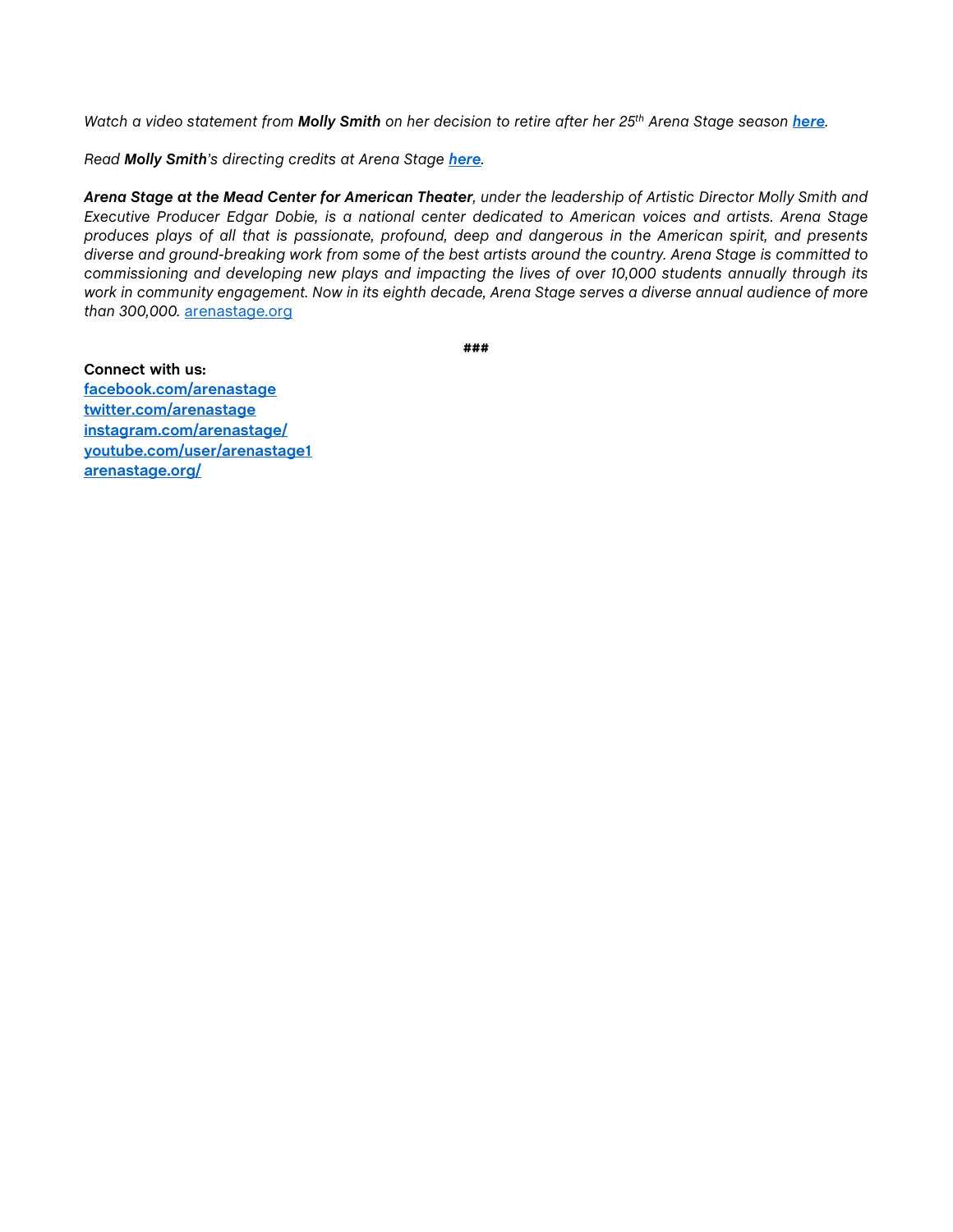*Watch a video statement from **Molly Smith** on her decision to retire after her 25th Arena Stage season **here**.*

*Read **Molly Smith**'s directing credits at Arena Stage **here**.*

***Arena Stage at the Mead Center for American Theater**, under the leadership of Artistic Director Molly Smith and Executive Producer Edgar Dobie, is a national center dedicated to American voices and artists. Arena Stage produces plays of all that is passionate, profound, deep and dangerous in the American spirit, and presents diverse and ground-breaking work from some of the best artists around the country. Arena Stage is committed to commissioning and developing new plays and impacting the lives of over 10,000 students annually through its work in community engagement. Now in its eighth decade, Arena Stage serves a diverse annual audience of more than 300,000.* arenastage.org

###

**Connect with us:**
**facebook.com/arenastage**
**twitter.com/arenastage**
**instagram.com/arenastage/**
**youtube.com/user/arenastage1**
**arenastage.org/**